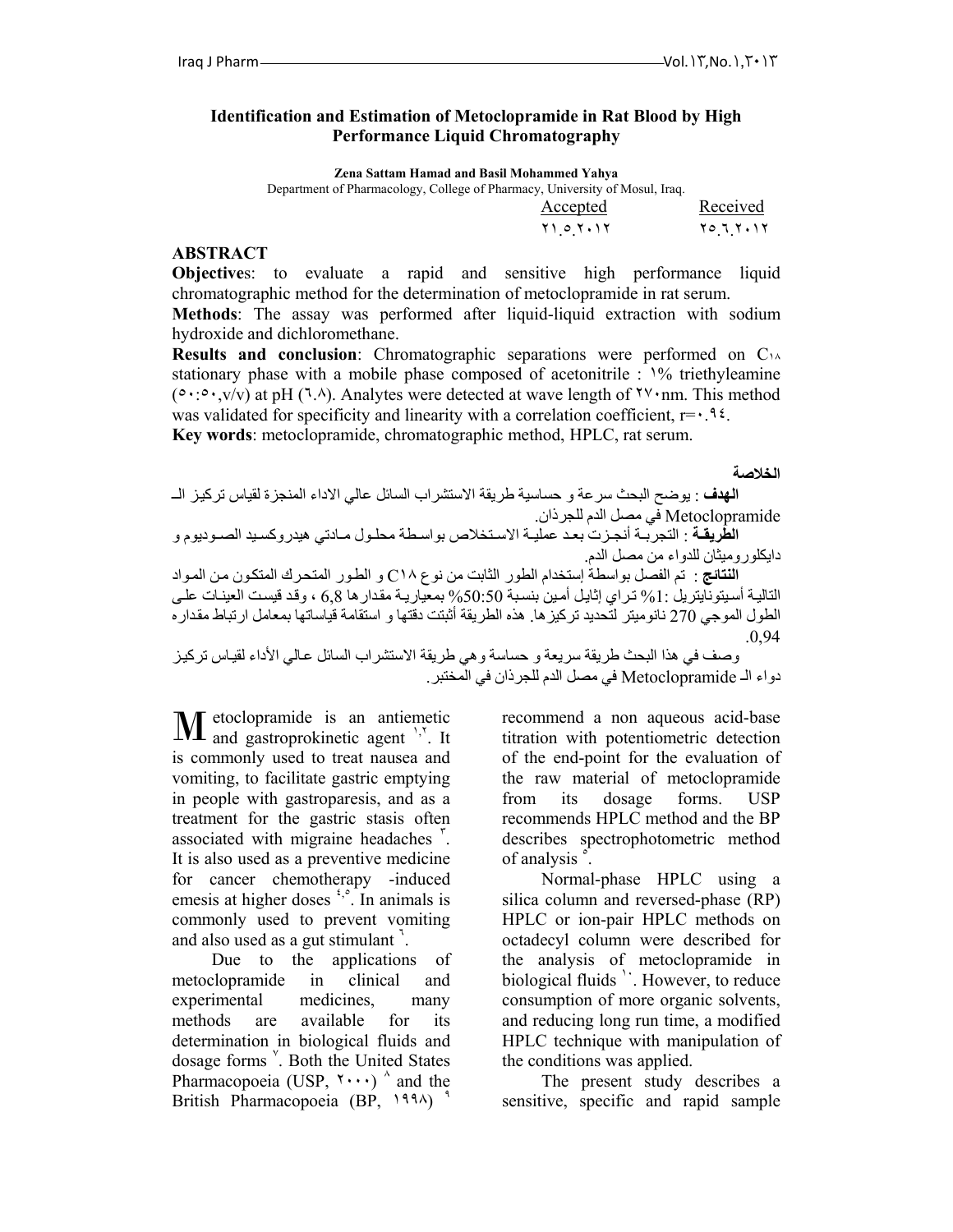# Identification and Estimation of Metoclopramide in Rat Blood by High Performance Liquid Chromatography

**Zena Sattam Hamad and Basil Mohammed Yahya**

Department of Pharmacology, College of Pharmacy, University of Mosul, Iraq.

| Accepted | Received |
|---|---|
| ٢١.٥.٢٠١٢ | ٢٥.٦.٢٠١٢ |

## ABSTRACT

**Objectives**: to evaluate a rapid and sensitive high performance liquid chromatographic method for the determination of metoclopramide in rat serum.

**Methods**: The assay was performed after liquid-liquid extraction with sodium hydroxide and dichloromethane.

**Results and conclusion**: Chromatographic separations were performed on $C_{18}$ stationary phase with a mobile phase composed of acetonitrile : 1% triethyleamine (50:50, v/v) at pH (6.8). Analytes were detected at wave length of 270 nm. This method was validated for specificity and linearity with a correlation coefficient, r=0.94.

**Key words**: metoclopramide, chromatographic method, HPLC, rat serum.

## الخلاصة

**الهدف** : يوضح البحث سرعة و حساسية طريقة الاستشراب السائل عالي الاداء المنجزة لقياس تركيز الـ Metoclopramide في مصل الدم للجرذان.

**الطريقة** : التجربة أنجزت بعد عملية الاستخلاص بواسطة محلول مادتي هيدروكسيد الصوديوم و دايكلوروميثان للدواء من مصل الدم.

**النتائج** : تم الفصل بواسطة إستخدام الطور الثابت من نوع C١٨ و الطور المتحرك المتكون من المواد التالية أسيتونايتريل :1% تراي إثايل أمين بنسبة 50:50% بمعيارية مقدارها 6,8 ، وقد قيست العينات على الطول الموجي 270 نانوميتر لتحديد تركيزها. هذه الطريقة أثبتت دقتها و استقامة قياساتها بمعامل ارتباط مقداره 0,94.

وصف في هذا البحث طريقة سريعة و حساسة وهي طريقة الاستشراب السائل عالي الأداء لقياس تركيز دواء الـ Metoclopramide في مصل الدم للجرذان في المختبر.

Metoclopramide is an antiemetic and gastroprokinetic agent [1,2]. It is commonly used to treat nausea and vomiting, to facilitate gastric emptying in people with gastroparesis, and as a treatment for the gastric stasis often associated with migraine headaches [3]. It is also used as a preventive medicine for cancer chemotherapy -induced emesis at higher doses [4,5]. In animals is commonly used to prevent vomiting and also used as a gut stimulant [6].

Due to the applications of metoclopramide in clinical and experimental medicines, many methods are available for its determination in biological fluids and dosage forms [7]. Both the United States Pharmacopoeia (USP, 2000) [8] and the British Pharmacopoeia (BP, 1998) [9] recommend a non aqueous acid-base titration with potentiometric detection of the end-point for the evaluation of the raw material of metoclopramide from its dosage forms. USP recommends HPLC method and the BP describes spectrophotometric method of analysis [5].

Normal-phase HPLC using a silica column and reversed-phase (RP) HPLC or ion-pair HPLC methods on octadecyl column were described for the analysis of metoclopramide in biological fluids [10]. However, to reduce consumption of more organic solvents, and reducing long run time, a modified HPLC technique with manipulation of the conditions was applied.

The present study describes a sensitive, specific and rapid sample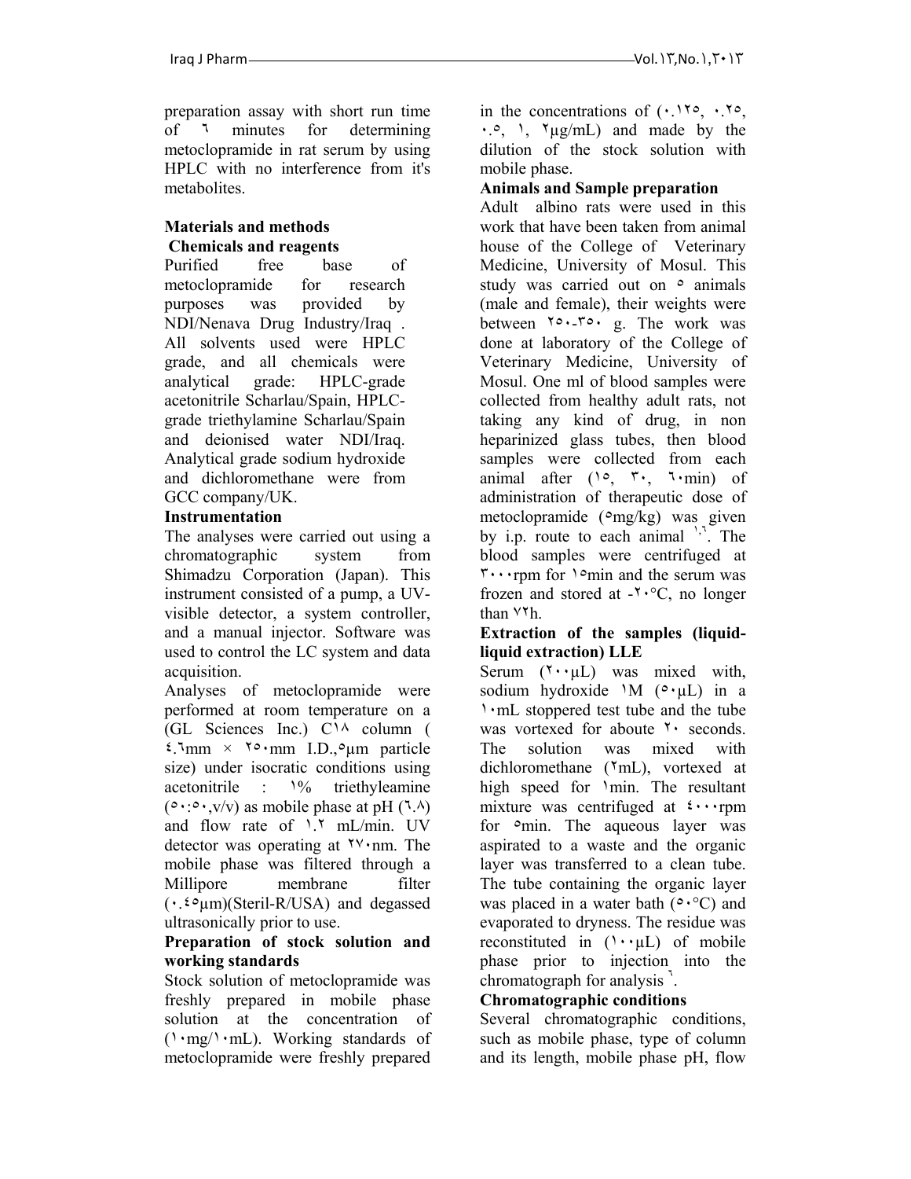preparation assay with short run time of ٦ minutes for determining metoclopramide in rat serum by using HPLC with no interference from it's metabolites.

## Materials and methods

### Chemicals and reagents

Purified free base of metoclopramide for research purposes was provided by NDI/Nenava Drug Industry/Iraq . All solvents used were HPLC grade, and all chemicals were analytical grade: HPLC-grade acetonitrile Scharlau/Spain, HPLC-grade triethylamine Scharlau/Spain and deionised water NDI/Iraq. Analytical grade sodium hydroxide and dichloromethane were from GCC company/UK.

### Instrumentation

The analyses were carried out using a chromatographic system from Shimadzu Corporation (Japan). This instrument consisted of a pump, a UV-visible detector, a system controller, and a manual injector. Software was used to control the LC system and data acquisition.

Analyses of metoclopramide were performed at room temperature on a (GL Sciences Inc.) C١٨ column ( ٤.٦mm × ٢٥٠mm I.D.,٥µm particle size) under isocratic conditions using acetonitrile : ١% triethyleamine (٥٠:٥٠,v/v) as mobile phase at pH (٦.٨) and flow rate of ١.٢ mL/min. UV detector was operating at ٢٧٠nm. The mobile phase was filtered through a Millipore membrane filter (٠.٤٥µm)(Steril-R/USA) and degassed ultrasonically prior to use.

### Preparation of stock solution and working standards

Stock solution of metoclopramide was freshly prepared in mobile phase solution at the concentration of (١٠mg/١٠mL). Working standards of metoclopramide were freshly prepared in the concentrations of (٠.١٢٥, ٠.٢٥, ٠.٥, ١, ٢µg/mL) and made by the dilution of the stock solution with mobile phase.

### Animals and Sample preparation

Adult albino rats were used in this work that have been taken from animal house of the College of Veterinary Medicine, University of Mosul. This study was carried out on ٥ animals (male and female), their weights were between ٢٥٠-٣٥٠ g. The work was done at laboratory of the College of Veterinary Medicine, University of Mosul. One ml of blood samples were collected from healthy adult rats, not taking any kind of drug, in non heparinized glass tubes, then blood samples were collected from each animal after (١٥, ٣٠, ٦٠min) of administration of therapeutic dose of metoclopramide (٥mg/kg) was given by i.p. route to each animal [١,٦]. The blood samples were centrifuged at ٣٠٠٠rpm for ١٥min and the serum was frozen and stored at -٢٠°C, no longer than ٧٢h.

### Extraction of the samples (liquid-liquid extraction) LLE

Serum (٢٠٠µL) was mixed with, sodium hydroxide ١M (٥٠µL) in a ١٠mL stoppered test tube and the tube was vortexed for aboute ٢٠ seconds. The solution was mixed with dichloromethane (٢mL), vortexed at high speed for ١min. The resultant mixture was centrifuged at ٤٠٠٠rpm for ٥min. The aqueous layer was aspirated to a waste and the organic layer was transferred to a clean tube. The tube containing the organic layer was placed in a water bath (٥٠°C) and evaporated to dryness. The residue was reconstituted in (١٠٠µL) of mobile phase prior to injection into the chromatograph for analysis [٦].

### Chromatographic conditions

Several chromatographic conditions, such as mobile phase, type of column and its length, mobile phase pH, flow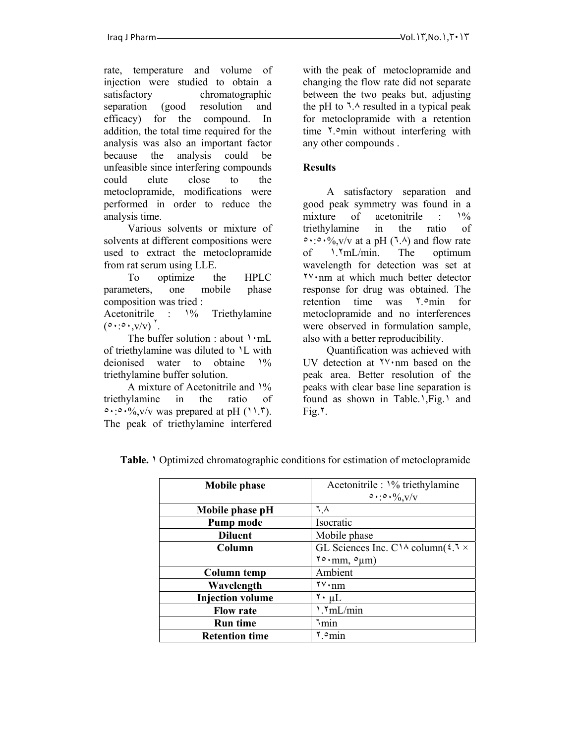rate, temperature and volume of injection were studied to obtain a satisfactory chromatographic separation (good resolution and efficacy) for the compound. In addition, the total time required for the analysis was also an important factor because the analysis could be unfeasible since interfering compounds could elute close to the metoclopramide, modifications were performed in order to reduce the analysis time.

Various solvents or mixture of solvents at different compositions were used to extract the metoclopramide from rat serum using LLE.

To optimize the HPLC parameters, one mobile phase composition was tried : Acetonitrile : ١% Triethylamine (٥٠:٥٠,v/v) [٢].

The buffer solution : about ١٠mL of triethylamine was diluted to ١L with deionised water to obtaine ١% triethylamine buffer solution.

A mixture of Acetonitrile and ١% triethylamine in the ratio of ٥٠:٥٠%,v/v was prepared at pH (١١.٣). The peak of triethylamine interfered with the peak of metoclopramide and changing the flow rate did not separate between the two peaks but, adjusting the pH to ٦.٨ resulted in a typical peak for metoclopramide with a retention time ٢.٥min without interfering with any other compounds .

## Results

A satisfactory separation and good peak symmetry was found in a mixture of acetonitrile : ١% triethylamine in the ratio of ٥٠:٥٠%,v/v at a pH (٦.٨) and flow rate of ١.٢mL/min. The optimum wavelength for detection was set at ٢٧٠nm at which much better detector response for drug was obtained. The retention time was ٢.٥min for metoclopramide and no interferences were observed in formulation sample, also with a better reproducibility.

Quantification was achieved with UV detection at ٢٧٠nm based on the peak area. Better resolution of the peaks with clear base line separation is found as shown in Table.١,Fig.١ and Fig.٢.

**Table. ١** Optimized chromatographic conditions for estimation of metoclopramide

| Mobile phase | Acetonitrile : ١% triethylamine ٥٠:٥٠%,v/v |
|---|---|
| **Mobile phase pH** | ٦.٨ |
| **Pump mode** | Isocratic |
| **Diluent** | Mobile phase |
| **Column** | GL Sciences Inc. C١٨ column(٤.٦ × ٢٥٠mm, ٥μm) |
| **Column temp** | Ambient |
| **Wavelength** | ٢٧٠nm |
| **Injection volume** | ٢٠ μL |
| **Flow rate** | ١.٢mL/min |
| **Run time** | ٦min |
| **Retention time** | ٢.٥min |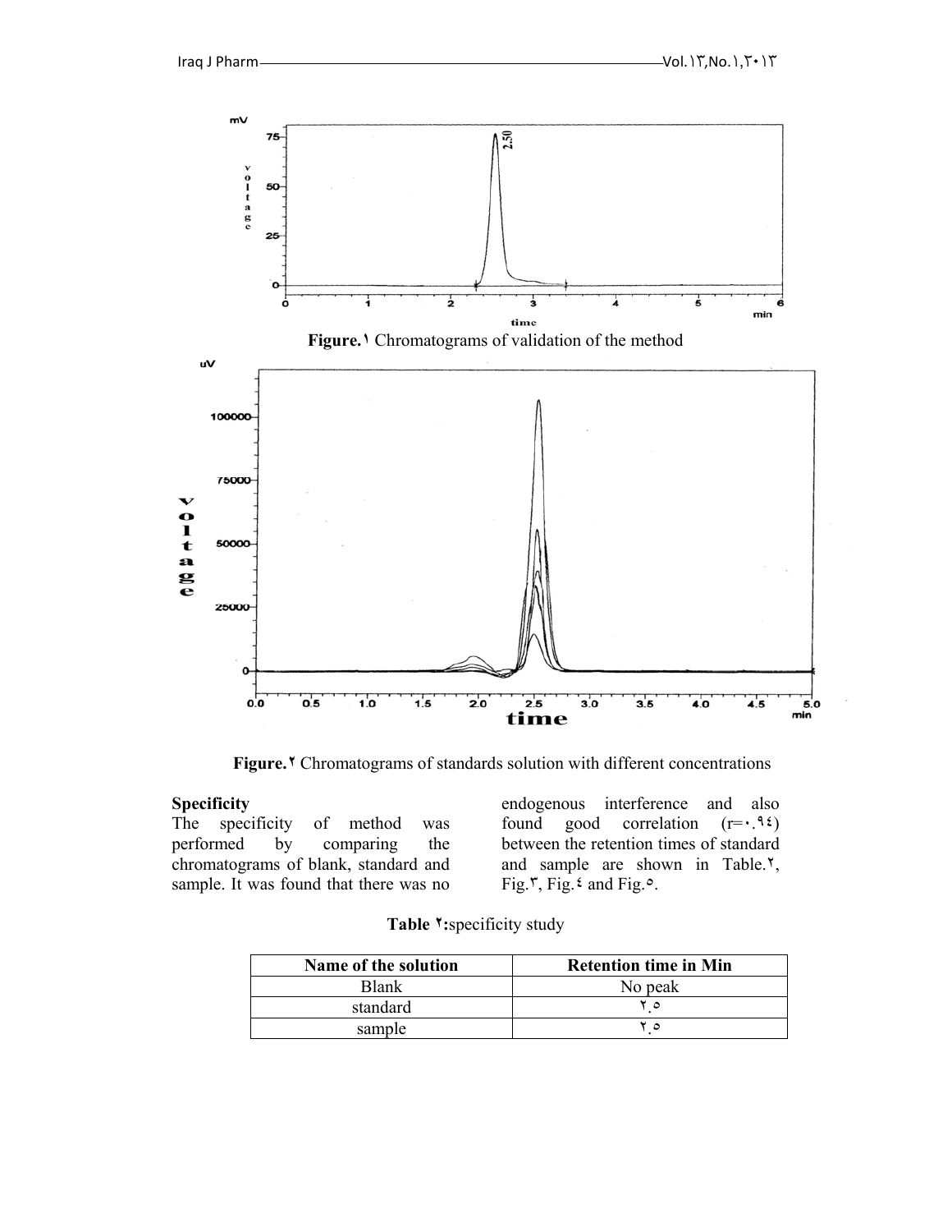Figure.١ Chromatograms of validation of the method

Figure.٢ Chromatograms of standards solution with different concentrations

**Specificity**

The specificity of method was performed by comparing the chromatograms of blank, standard and sample. It was found that there was no endogenous interference and also found good correlation (r=٠.٩٤) between the retention times of standard and sample are shown in Table.٢, Fig.٣, Fig.٤ and Fig.٥.

**Table ٢:**specificity study

| Name of the solution | Retention time in Min |
|---|---|
| Blank | No peak |
| standard | ٢.٥ |
| sample | ٢.٥ |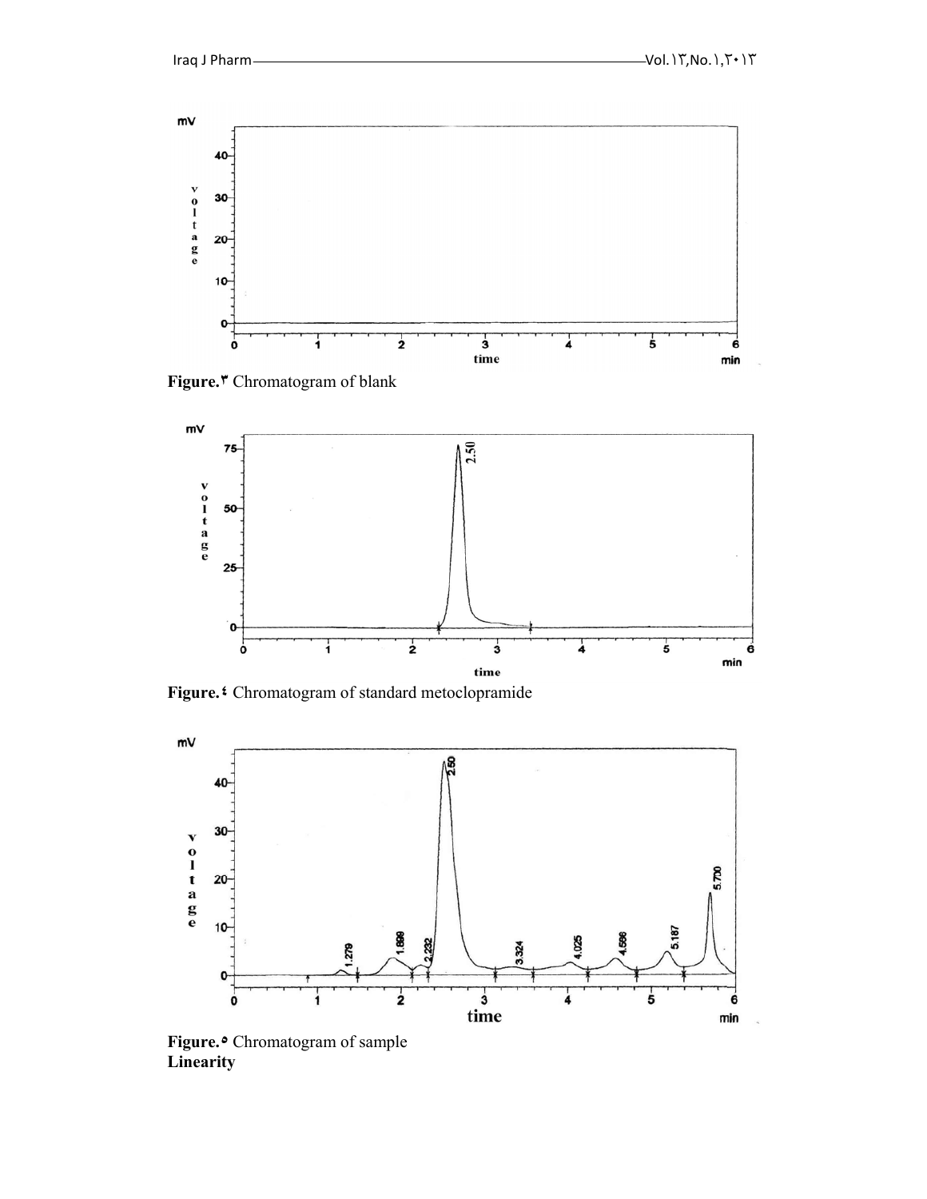**Figure.٣** Chromatogram of blank

**Figure.٤** Chromatogram of standard metoclopramide

**Figure.٥** Chromatogram of sample

**Linearity**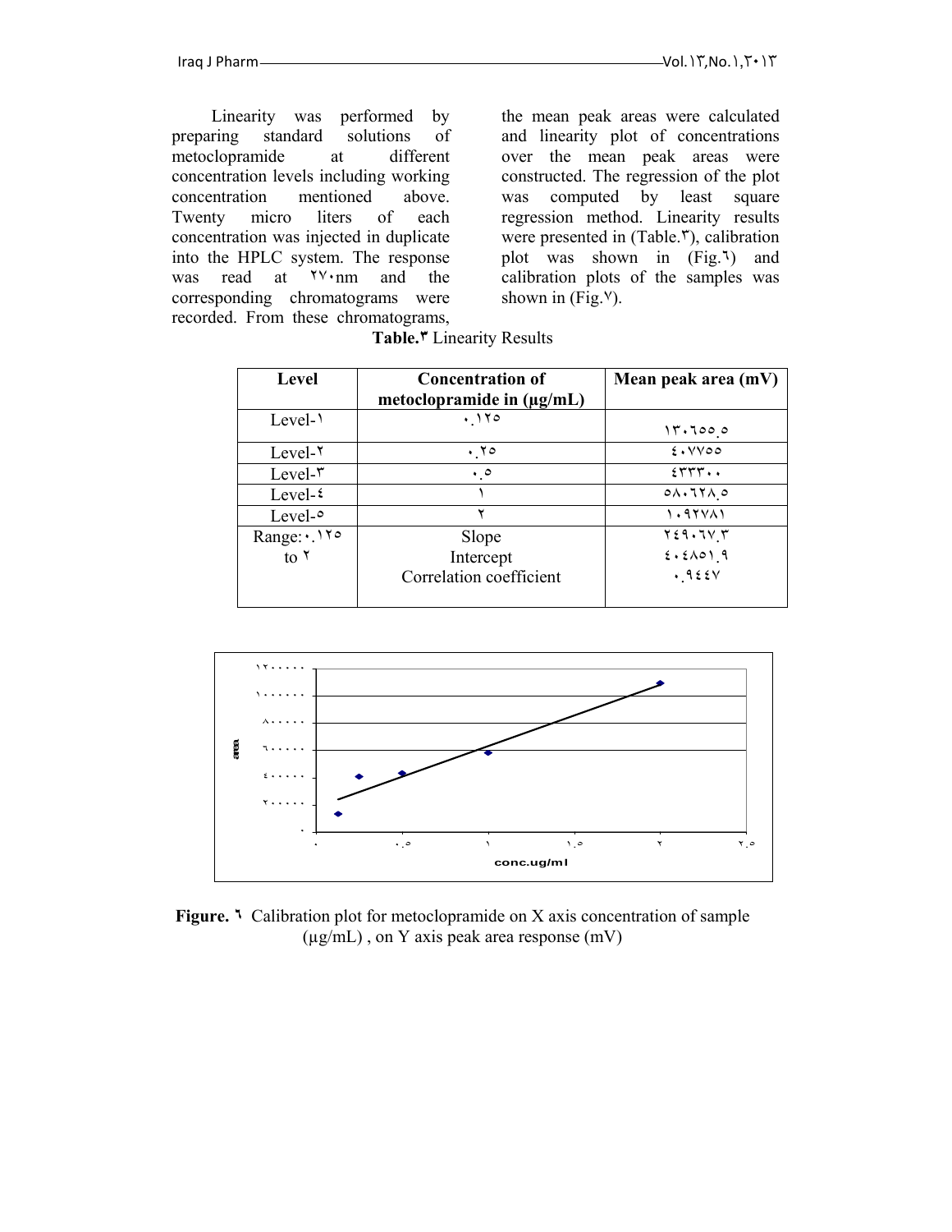Linearity was performed by preparing standard solutions of metoclopramide at different concentration levels including working concentration mentioned above. Twenty micro liters of each concentration was injected in duplicate into the HPLC system. The response was read at ٢٧٠nm and the corresponding chromatograms were recorded. From these chromatograms, the mean peak areas were calculated and linearity plot of concentrations over the mean peak areas were constructed. The regression of the plot was computed by least square regression method. Linearity results were presented in (Table.٣), calibration plot was shown in (Fig.٦) and calibration plots of the samples was shown in (Fig.٧).

**Table.٣** Linearity Results

| Level | Concentration of metoclopramide in (µg/mL) | Mean peak area (mV) |
|---|---|---|
| Level-١ | ٠.١٢٥ | ١٣٠٦٥٥.٥ |
| Level-٢ | ٠.٢٥ | ٤٠٧٧٥٥ |
| Level-٣ | ٠.٥ | ٤٣٣٣٠٠ |
| Level-٤ | ١ | ٥٨٠٦٢٨.٥ |
| Level-٥ | ٢ | ١٠٩٢٧٨١ |
| Range:٠.١٢٥ to ٢ | Slope<br>Intercept<br>Correlation coefficient | ٢٤٩٠٦٧.٣<br>٤٠٤٨٥١.٩<br>٠.٩٤٤٧ |

**Figure. ٦** Calibration plot for metoclopramide on X axis concentration of sample (µg/mL) , on Y axis peak area response (mV)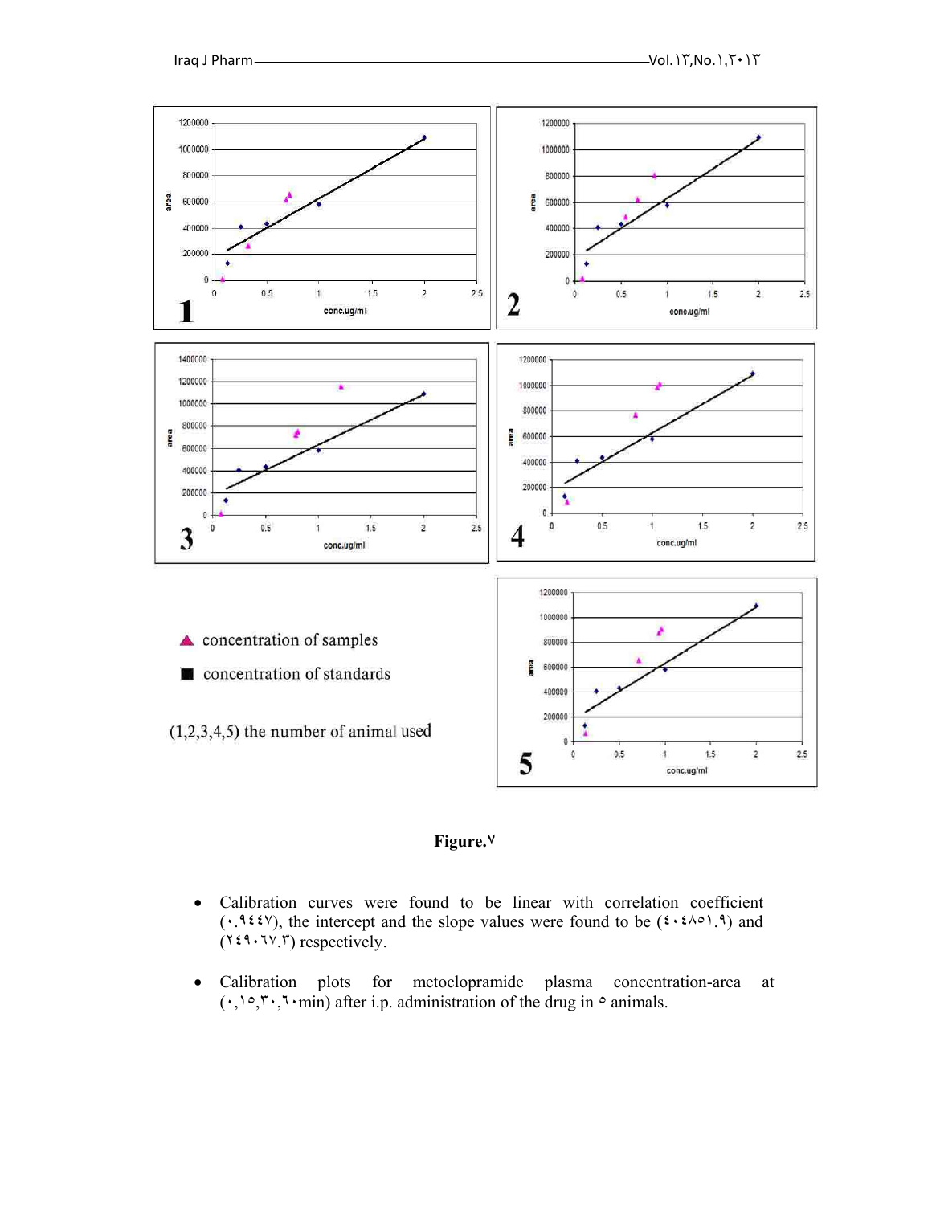▲ concentration of samples

■ concentration of standards

(1,2,3,4,5) the number of animal used

**Figure.٧**

- Calibration curves were found to be linear with correlation coefficient (٠.٩٤٤٧), the intercept and the slope values were found to be (٤٠٤٨٥١.٩) and (٢٤٩٠٦٧.٣) respectively.

- Calibration plots for metoclopramide plasma concentration-area at (٠,١٥,٣٠,٦٠min) after i.p. administration of the drug in ٥ animals.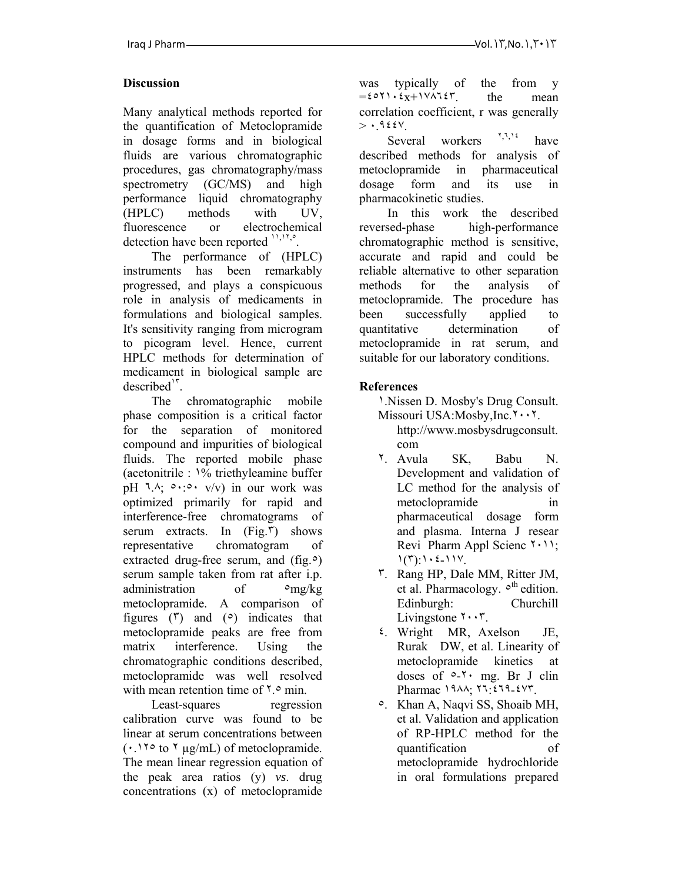## Discussion

Many analytical methods reported for the quantification of Metoclopramide in dosage forms and in biological fluids are various chromatographic procedures, gas chromatography/mass spectrometry (GC/MS) and high performance liquid chromatography (HPLC) methods with UV, fluorescence or electrochemical detection have been reported [١١,١٢,٥].

The performance of (HPLC) instruments has been remarkably progressed, and plays a conspicuous role in analysis of medicaments in formulations and biological samples. It's sensitivity ranging from microgram to picogram level. Hence, current HPLC methods for determination of medicament in biological sample are described[١٣].

The chromatographic mobile phase composition is a critical factor for the separation of monitored compound and impurities of biological fluids. The reported mobile phase (acetonitrile : ١% triethyleamine buffer pH ٦.٨; ٥٠:٥٠ v/v) in our work was optimized primarily for rapid and interference-free chromatograms of serum extracts. In (Fig.٣) shows representative chromatogram of extracted drug-free serum, and (fig.٥) serum sample taken from rat after i.p. administration of ٥mg/kg metoclopramide. A comparison of figures (٣) and (٥) indicates that metoclopramide peaks are free from matrix interference. Using the chromatographic conditions described, metoclopramide was well resolved with mean retention time of ٢.٥ min.

Least-squares regression calibration curve was found to be linear at serum concentrations between (٠.١٢٥ to ٢ µg/mL) of metoclopramide. The mean linear regression equation of the peak area ratios (y) *vs.* drug concentrations (x) of metoclopramide was typically of the from y =٤٥٢١٠٤x+١٧٨٦٤٣. the mean correlation coefficient, r was generally > ٠.٩٤٤٧.

Several workers [٢,٦,١٤] have described methods for analysis of metoclopramide in pharmaceutical dosage form and its use in pharmacokinetic studies.

In this work the described reversed-phase high-performance chromatographic method is sensitive, accurate and rapid and could be reliable alternative to other separation methods for the analysis of metoclopramide. The procedure has been successfully applied to quantitative determination of metoclopramide in rat serum, and suitable for our laboratory conditions.

## References

١. Nissen D. Mosby's Drug Consult. Missouri USA:Mosby,Inc.٢٠٠٢. http://www.mosbysdrugconsult.com

٢. Avula SK, Babu N. Development and validation of LC method for the analysis of metoclopramide in pharmaceutical dosage form and plasma. Interna J resear Revi Pharm Appl Scienc ٢٠١١; ١(٣):١٠٤-١١٧.

٣. Rang HP, Dale MM, Ritter JM, et al. Pharmacology. ٥th edition. Edinburgh: Churchill Livingstone ٢٠٠٣.

٤. Wright MR, Axelson JE, Rurak DW, et al. Linearity of metoclopramide kinetics at doses of ٥-٢٠ mg. Br J clin Pharmac ١٩٨٨; ٢٦:٤٦٩-٤٧٣.

٥. Khan A, Naqvi SS, Shoaib MH, et al. Validation and application of RP-HPLC method for the quantification of metoclopramide hydrochloride in oral formulations prepared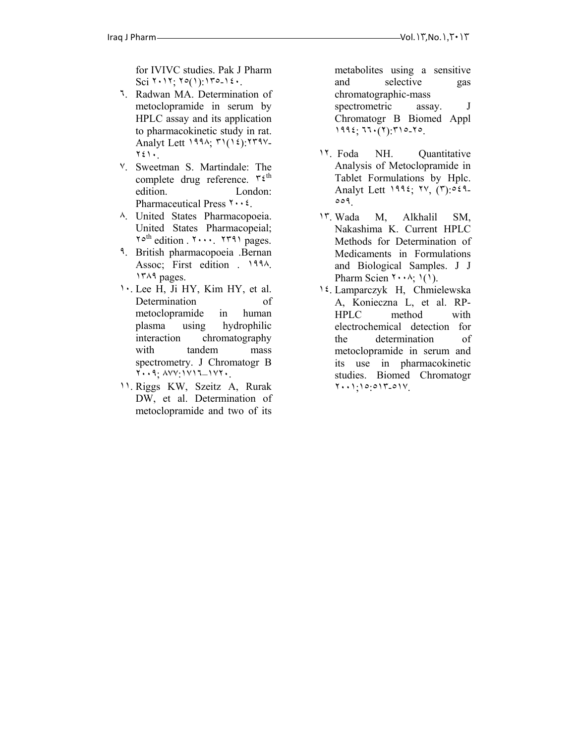for IVIVC studies. Pak J Pharm Sci ٢٠١٢; ٢٥(١):١٣٥-١٤٠.

٦. Radwan MA. Determination of metoclopramide in serum by HPLC assay and its application to pharmacokinetic study in rat. Analyt Lett ١٩٩٨; ٣١(١٤):٢٣٩٧-٢٤١٠.

٧. Sweetman S. Martindale: The complete drug reference. ٣٤th edition. London: Pharmaceutical Press ٢٠٠٤.

٨. United States Pharmacopoeia. United States Pharmacopeial; ٢٥th edition . ٢٠٠٠. ٢٣٩١ pages.

٩. British pharmacopoeia .Bernan Assoc; First edition . ١٩٩٨. ١٣٨٩ pages.

١٠. Lee H, Ji HY, Kim HY, et al. Determination of metoclopramide in human plasma using hydrophilic interaction chromatography with tandem mass spectrometry. J Chromatogr B ٢٠٠٩; ٨٧٧:١٧١٦–١٧٢٠.

١١. Riggs KW, Szeitz A, Rurak DW, et al. Determination of metoclopramide and two of its metabolites using a sensitive and selective gas chromatographic-mass spectrometric assay. J Chromatogr B Biomed Appl ١٩٩٤; ٦٦٠(٢):٣١٥-٢٥.

١٢. Foda NH. Quantitative Analysis of Metoclopramide in Tablet Formulations by Hplc. Analyt Lett ١٩٩٤; ٢٧, (٣):٥٤٩-٥٥٩.

١٣. Wada M, Alkhalil SM, Nakashima K. Current HPLC Methods for Determination of Medicaments in Formulations and Biological Samples. J J Pharm Scien ٢٠٠٨; ١(١).

١٤. Lamparczyk H, Chmielewska A, Konieczna L, et al. RP-HPLC method with electrochemical detection for the determination of metoclopramide in serum and its use in pharmacokinetic studies. Biomed Chromatogr ٢٠٠١;١٥:٥١٣-٥١٧.